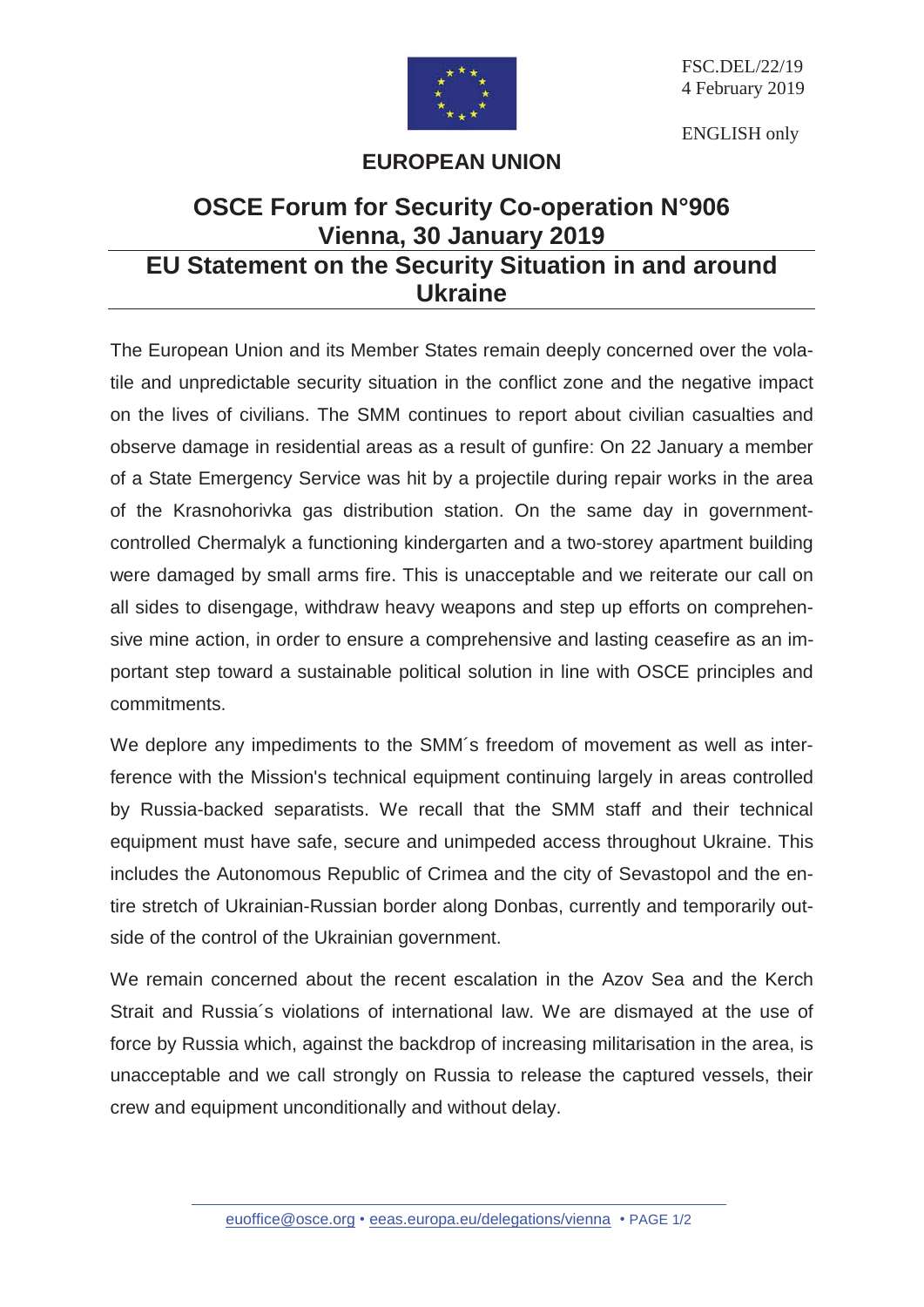FSC.DEL/22/19
4 February 2019

ENGLISH only

**EUROPEAN UNION**

# OSCE Forum for Security Co-operation N°906
## Vienna, 30 January 2019

## EU Statement on the Security Situation in and around Ukraine

The European Union and its Member States remain deeply concerned over the volatile and unpredictable security situation in the conflict zone and the negative impact on the lives of civilians. The SMM continues to report about civilian casualties and observe damage in residential areas as a result of gunfire: On 22 January a member of a State Emergency Service was hit by a projectile during repair works in the area of the Krasnohorivka gas distribution station. On the same day in government-controlled Chermalyk a functioning kindergarten and a two-storey apartment building were damaged by small arms fire. This is unacceptable and we reiterate our call on all sides to disengage, withdraw heavy weapons and step up efforts on comprehensive mine action, in order to ensure a comprehensive and lasting ceasefire as an important step toward a sustainable political solution in line with OSCE principles and commitments.

We deplore any impediments to the SMM´s freedom of movement as well as interference with the Mission's technical equipment continuing largely in areas controlled by Russia-backed separatists. We recall that the SMM staff and their technical equipment must have safe, secure and unimpeded access throughout Ukraine. This includes the Autonomous Republic of Crimea and the city of Sevastopol and the entire stretch of Ukrainian-Russian border along Donbas, currently and temporarily outside of the control of the Ukrainian government.

We remain concerned about the recent escalation in the Azov Sea and the Kerch Strait and Russia´s violations of international law. We are dismayed at the use of force by Russia which, against the backdrop of increasing militarisation in the area, is unacceptable and we call strongly on Russia to release the captured vessels, their crew and equipment unconditionally and without delay.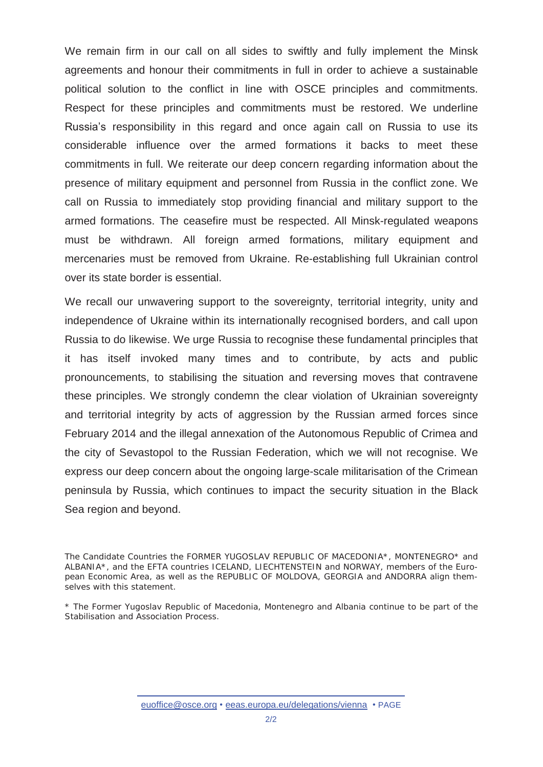We remain firm in our call on all sides to swiftly and fully implement the Minsk agreements and honour their commitments in full in order to achieve a sustainable political solution to the conflict in line with OSCE principles and commitments. Respect for these principles and commitments must be restored. We underline Russia's responsibility in this regard and once again call on Russia to use its considerable influence over the armed formations it backs to meet these commitments in full. We reiterate our deep concern regarding information about the presence of military equipment and personnel from Russia in the conflict zone. We call on Russia to immediately stop providing financial and military support to the armed formations. The ceasefire must be respected. All Minsk-regulated weapons must be withdrawn. All foreign armed formations, military equipment and mercenaries must be removed from Ukraine. Re-establishing full Ukrainian control over its state border is essential.

We recall our unwavering support to the sovereignty, territorial integrity, unity and independence of Ukraine within its internationally recognised borders, and call upon Russia to do likewise. We urge Russia to recognise these fundamental principles that it has itself invoked many times and to contribute, by acts and public pronouncements, to stabilising the situation and reversing moves that contravene these principles. We strongly condemn the clear violation of Ukrainian sovereignty and territorial integrity by acts of aggression by the Russian armed forces since February 2014 and the illegal annexation of the Autonomous Republic of Crimea and the city of Sevastopol to the Russian Federation, which we will not recognise. We express our deep concern about the ongoing large-scale militarisation of the Crimean peninsula by Russia, which continues to impact the security situation in the Black Sea region and beyond.

The Candidate Countries the FORMER YUGOSLAV REPUBLIC OF MACEDONIA*, MONTENEGRO* and ALBANIA*, and the EFTA countries ICELAND, LIECHTENSTEIN and NORWAY, members of the European Economic Area, as well as the REPUBLIC OF MOLDOVA, GEORGIA and ANDORRA align themselves with this statement.

* The Former Yugoslav Republic of Macedonia, Montenegro and Albania continue to be part of the Stabilisation and Association Process.

euoffice@osce.org • eeas.europa.eu/delegations/vienna